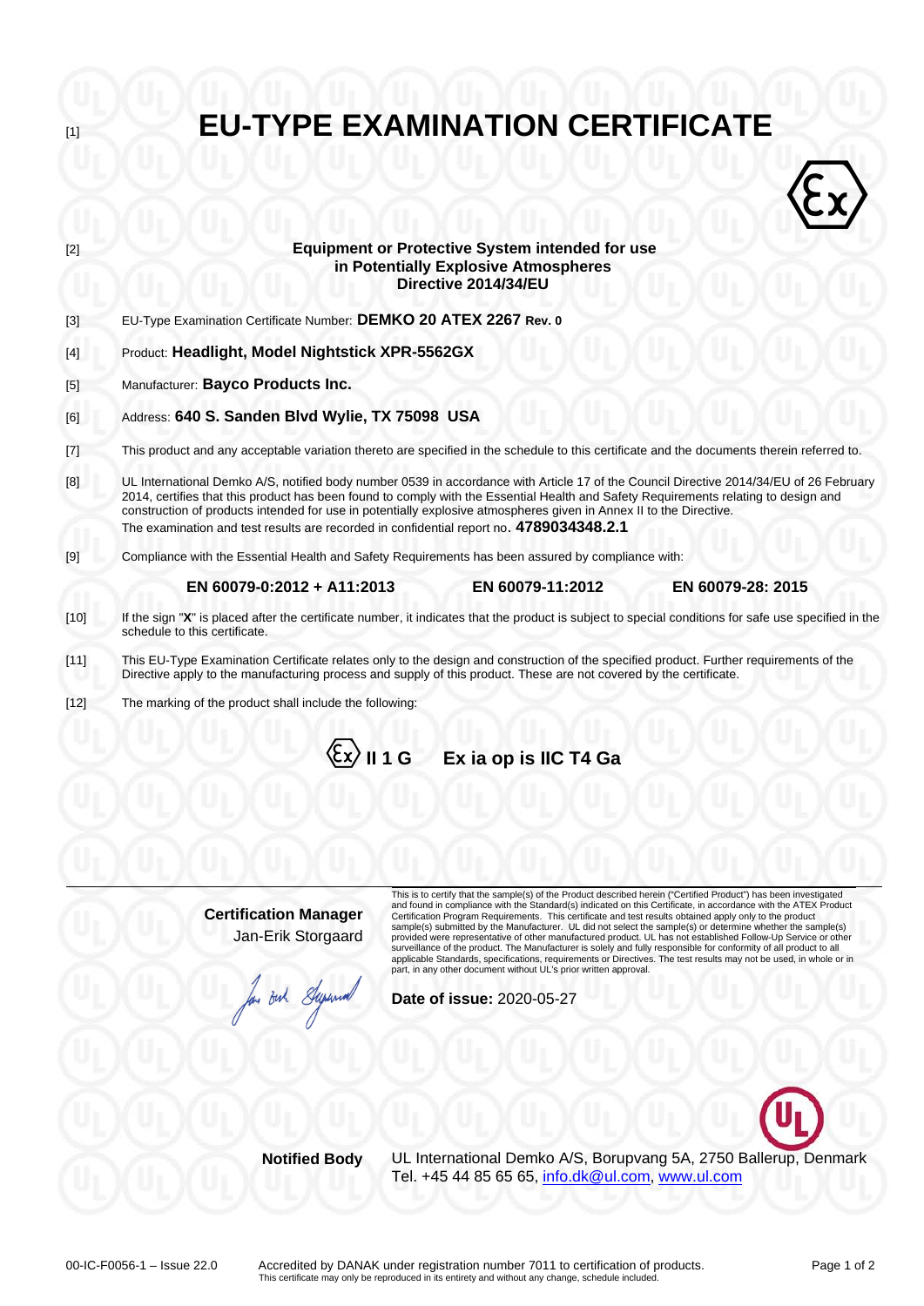[1]

# EU-TYPE EXAMINATION CERTIFICATE

[2]

**Equipment or Protective System intended for use in Potentially Explosive Atmospheres Directive 2014/34/EU**

[3] EU-Type Examination Certificate Number: **DEMKO 20 ATEX 2267 Rev. 0**

[4] Product: **Headlight, Model Nightstick XPR-5562GX**

[5] Manufacturer: **Bayco Products Inc.**

[6] Address: **640 S. Sanden Blvd Wylie, TX 75098 USA**

[7] This product and any acceptable variation thereto are specified in the schedule to this certificate and the documents therein referred to.

[8] UL International Demko A/S, notified body number 0539 in accordance with Article 17 of the Council Directive 2014/34/EU of 26 February 2014, certifies that this product has been found to comply with the Essential Health and Safety Requirements relating to design and construction of products intended for use in potentially explosive atmospheres given in Annex II to the Directive.
The examination and test results are recorded in confidential report no. **4789034348.2.1**

[9] Compliance with the Essential Health and Safety Requirements has been assured by compliance with:

**EN 60079-0:2012 + A11:2013** **EN 60079-11:2012** **EN 60079-28: 2015**

[10] If the sign "**X**" is placed after the certificate number, it indicates that the product is subject to special conditions for safe use specified in the schedule to this certificate.

[11] This EU-Type Examination Certificate relates only to the design and construction of the specified product. Further requirements of the Directive apply to the manufacturing process and supply of this product. These are not covered by the certificate.

[12] The marking of the product shall include the following:

**Ex II 1 G Ex ia op is IIC T4 Ga**

**Certification Manager**
Jan-Erik Storgaard

This is to certify that the sample(s) of the Product described herein ("Certified Product") has been investigated and found in compliance with the Standard(s) indicated on this Certificate, in accordance with the ATEX Product Certification Program Requirements. This certificate and test results obtained apply only to the product sample(s) submitted by the Manufacturer. UL did not select the sample(s) or determine whether the sample(s) provided were representative of other manufactured product. UL has not established Follow-Up Service or other surveillance of the product. The Manufacturer is solely and fully responsible for conformity of all product to all applicable Standards, specifications, requirements or Directives. The test results may not be used, in whole or in part, in any other document without UL's prior written approval.

**Date of issue:** 2020-05-27

**Notified Body** UL International Demko A/S, Borupvang 5A, 2750 Ballerup, Denmark
Tel. +45 44 85 65 65, info.dk@ul.com, www.ul.com

00-IC-F0056-1 – Issue 22.0

Accredited by DANAK under registration number 7011 to certification of products.
This certificate may only be reproduced in its entirety and without any change, schedule included.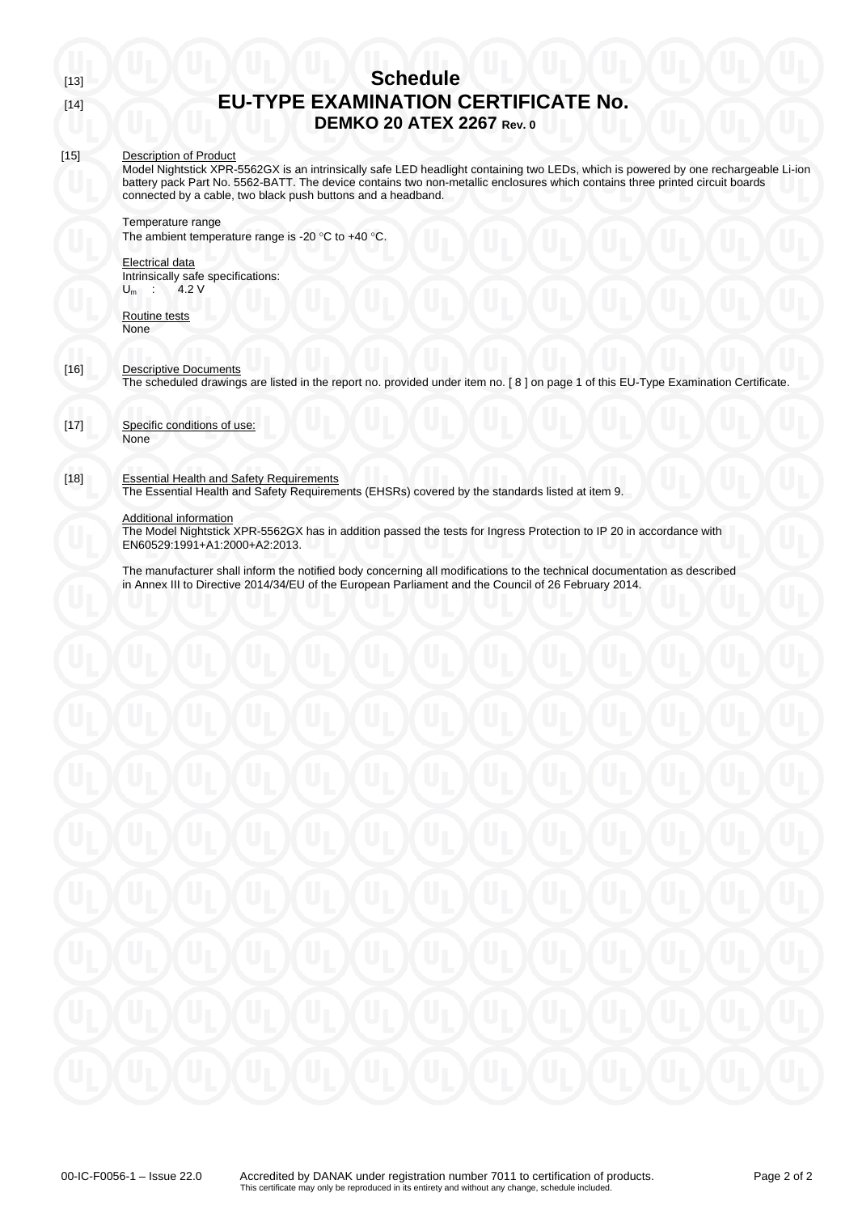[13]

# Schedule

[14]

## EU-TYPE EXAMINATION CERTIFICATE No.

### DEMKO 20 ATEX 2267 Rev. 0

[15] Description of Product

Model Nightstick XPR-5562GX is an intrinsically safe LED headlight containing two LEDs, which is powered by one rechargeable Li-ion battery pack Part No. 5562-BATT. The device contains two non-metallic enclosures which contains three printed circuit boards connected by a cable, two black push buttons and a headband.

Temperature range

The ambient temperature range is -20 °C to +40 °C.

Electrical data

Intrinsically safe specifications:

$U_m$ : 4.2 V

Routine tests

None

[16] Descriptive Documents

The scheduled drawings are listed in the report no. provided under item no. [ 8 ] on page 1 of this EU-Type Examination Certificate.

[17] Specific conditions of use:

None

[18] Essential Health and Safety Requirements

The Essential Health and Safety Requirements (EHSRs) covered by the standards listed at item 9.

Additional information

The Model Nightstick XPR-5562GX has in addition passed the tests for Ingress Protection to IP 20 in accordance with EN60529:1991+A1:2000+A2:2013.

The manufacturer shall inform the notified body concerning all modifications to the technical documentation as described in Annex III to Directive 2014/34/EU of the European Parliament and the Council of 26 February 2014.

00-IC-F0056-1 – Issue 22.0 Accredited by DANAK under registration number 7011 to certification of products.

This certificate may only be reproduced in its entirety and without any change, schedule included.